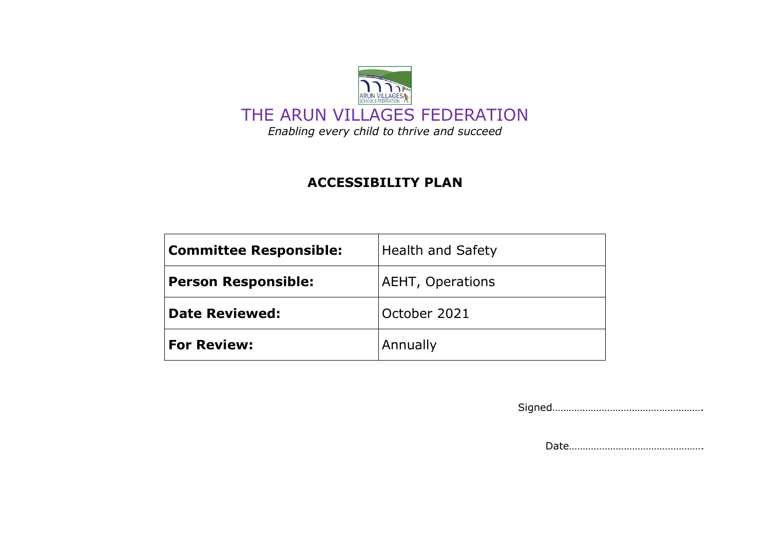# THE ARUN VILLAGES FEDERATION

*Enabling every child to thrive and succeed*

## ACCESSIBILITY PLAN

| **Committee Responsible:** | Health and Safety |
|---|---|
| **Person Responsible:** | AEHT, Operations |
| **Date Reviewed:** | October 2021 |
| **For Review:** | Annually |

Signed……………………………………………….

Date………………………………………….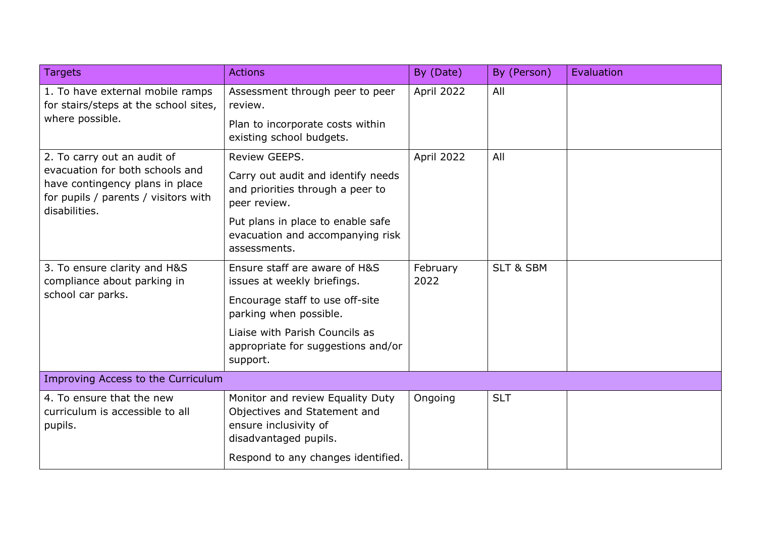| Targets | Actions | By (Date) | By (Person) | Evaluation |
|---|---|---|---|---|
| 1. To have external mobile ramps for stairs/steps at the school sites, where possible. | Assessment through peer to peer review.<br><br>Plan to incorporate costs within existing school budgets. | April 2022 | All | |
| 2. To carry out an audit of evacuation for both schools and have contingency plans in place for pupils / parents / visitors with disabilities. | Review GEEPS.<br><br>Carry out audit and identify needs and priorities through a peer to peer review.<br><br>Put plans in place to enable safe evacuation and accompanying risk assessments. | April 2022 | All | |
| 3. To ensure clarity and H&S compliance about parking in school car parks. | Ensure staff are aware of H&S issues at weekly briefings.<br><br>Encourage staff to use off-site parking when possible.<br><br>Liaise with Parish Councils as appropriate for suggestions and/or support. | February 2022 | SLT & SBM | |
| Improving Access to the Curriculum | | | | |
| 4. To ensure that the new curriculum is accessible to all pupils. | Monitor and review Equality Duty Objectives and Statement and ensure inclusivity of disadvantaged pupils.<br><br>Respond to any changes identified. | Ongoing | SLT | |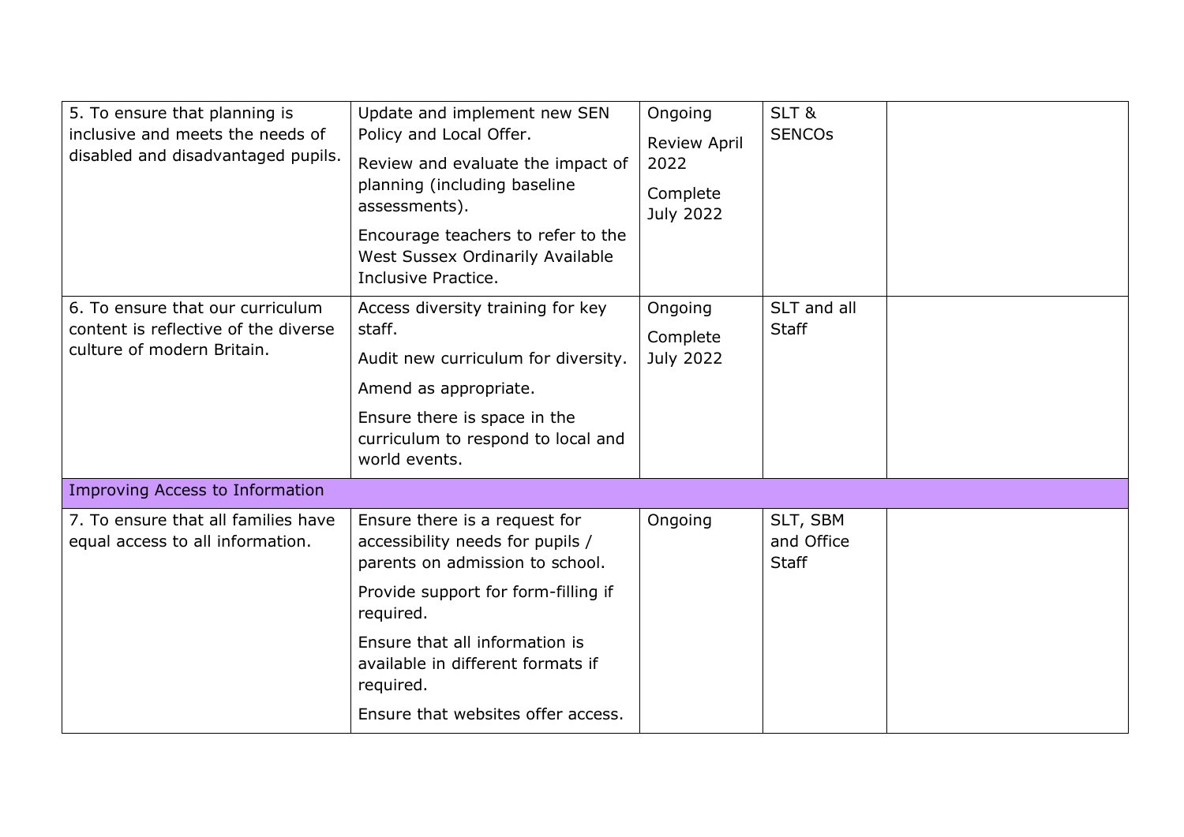| | | | | |
|---|---|---|---|---|
| 5. To ensure that planning is inclusive and meets the needs of disabled and disadvantaged pupils. | Update and implement new SEN Policy and Local Offer.<br><br>Review and evaluate the impact of planning (including baseline assessments).<br><br>Encourage teachers to refer to the West Sussex Ordinarily Available Inclusive Practice. | Ongoing<br><br>Review April 2022<br><br>Complete July 2022 | SLT & SENCOs | |
| 6. To ensure that our curriculum content is reflective of the diverse culture of modern Britain. | Access diversity training for key staff.<br><br>Audit new curriculum for diversity.<br><br>Amend as appropriate.<br><br>Ensure there is space in the curriculum to respond to local and world events. | Ongoing<br><br>Complete July 2022 | SLT and all Staff | |
| Improving Access to Information | | | | |
| 7. To ensure that all families have equal access to all information. | Ensure there is a request for accessibility needs for pupils / parents on admission to school.<br><br>Provide support for form-filling if required.<br><br>Ensure that all information is available in different formats if required.<br><br>Ensure that websites offer access. | Ongoing | SLT, SBM and Office Staff | |